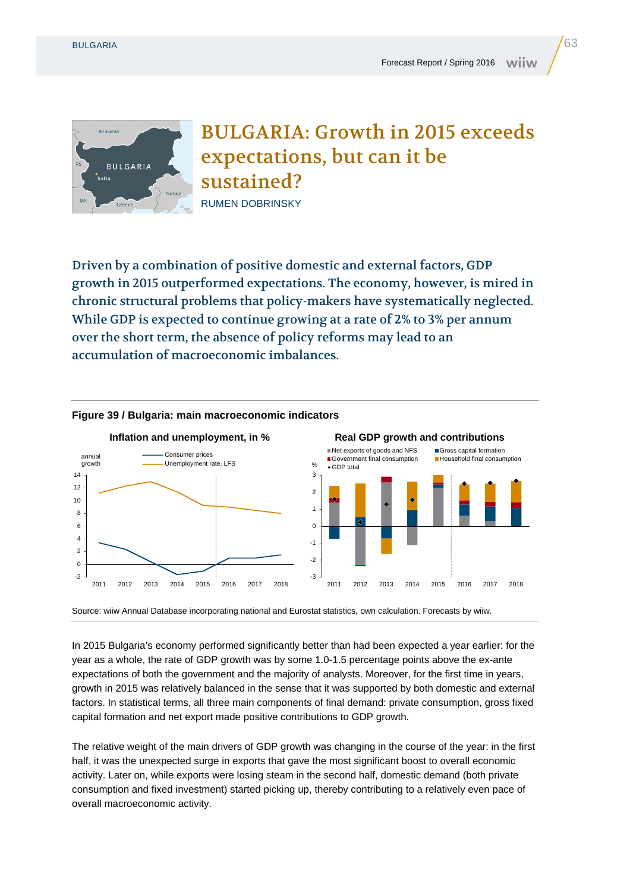# BULGARIA: Growth in 2015 exceeds expectations, but can it be sustained?

RUMEN DOBRINSKY

**Driven by a combination of positive domestic and external factors, GDP growth in 2015 outperformed expectations. The economy, however, is mired in chronic structural problems that policy-makers have systematically neglected. While GDP is expected to continue growing at a rate of 2% to 3% per annum over the short term, the absence of policy reforms may lead to an accumulation of macroeconomic imbalances.**

**Figure 39 / Bulgaria: main macroeconomic indicators**

Source: wiiw Annual Database incorporating national and Eurostat statistics, own calculation. Forecasts by wiiw.

In 2015 Bulgaria's economy performed significantly better than had been expected a year earlier: for the year as a whole, the rate of GDP growth was by some 1.0-1.5 percentage points above the ex-ante expectations of both the government and the majority of analysts. Moreover, for the first time in years, growth in 2015 was relatively balanced in the sense that it was supported by both domestic and external factors. In statistical terms, all three main components of final demand: private consumption, gross fixed capital formation and net export made positive contributions to GDP growth.

The relative weight of the main drivers of GDP growth was changing in the course of the year: in the first half, it was the unexpected surge in exports that gave the most significant boost to overall economic activity. Later on, while exports were losing steam in the second half, domestic demand (both private consumption and fixed investment) started picking up, thereby contributing to a relatively even pace of overall macroeconomic activity.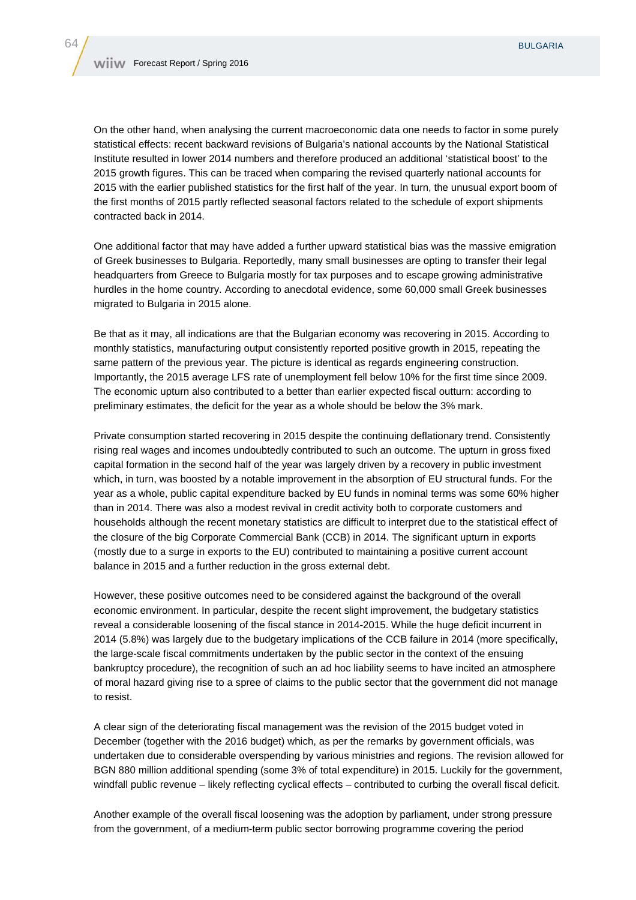On the other hand, when analysing the current macroeconomic data one needs to factor in some purely statistical effects: recent backward revisions of Bulgaria's national accounts by the National Statistical Institute resulted in lower 2014 numbers and therefore produced an additional 'statistical boost' to the 2015 growth figures. This can be traced when comparing the revised quarterly national accounts for 2015 with the earlier published statistics for the first half of the year. In turn, the unusual export boom of the first months of 2015 partly reflected seasonal factors related to the schedule of export shipments contracted back in 2014.

One additional factor that may have added a further upward statistical bias was the massive emigration of Greek businesses to Bulgaria. Reportedly, many small businesses are opting to transfer their legal headquarters from Greece to Bulgaria mostly for tax purposes and to escape growing administrative hurdles in the home country. According to anecdotal evidence, some 60,000 small Greek businesses migrated to Bulgaria in 2015 alone.

Be that as it may, all indications are that the Bulgarian economy was recovering in 2015. According to monthly statistics, manufacturing output consistently reported positive growth in 2015, repeating the same pattern of the previous year. The picture is identical as regards engineering construction. Importantly, the 2015 average LFS rate of unemployment fell below 10% for the first time since 2009. The economic upturn also contributed to a better than earlier expected fiscal outturn: according to preliminary estimates, the deficit for the year as a whole should be below the 3% mark.

Private consumption started recovering in 2015 despite the continuing deflationary trend. Consistently rising real wages and incomes undoubtedly contributed to such an outcome. The upturn in gross fixed capital formation in the second half of the year was largely driven by a recovery in public investment which, in turn, was boosted by a notable improvement in the absorption of EU structural funds. For the year as a whole, public capital expenditure backed by EU funds in nominal terms was some 60% higher than in 2014. There was also a modest revival in credit activity both to corporate customers and households although the recent monetary statistics are difficult to interpret due to the statistical effect of the closure of the big Corporate Commercial Bank (CCB) in 2014. The significant upturn in exports (mostly due to a surge in exports to the EU) contributed to maintaining a positive current account balance in 2015 and a further reduction in the gross external debt.

However, these positive outcomes need to be considered against the background of the overall economic environment. In particular, despite the recent slight improvement, the budgetary statistics reveal a considerable loosening of the fiscal stance in 2014-2015. While the huge deficit incurrent in 2014 (5.8%) was largely due to the budgetary implications of the CCB failure in 2014 (more specifically, the large-scale fiscal commitments undertaken by the public sector in the context of the ensuing bankruptcy procedure), the recognition of such an ad hoc liability seems to have incited an atmosphere of moral hazard giving rise to a spree of claims to the public sector that the government did not manage to resist.

A clear sign of the deteriorating fiscal management was the revision of the 2015 budget voted in December (together with the 2016 budget) which, as per the remarks by government officials, was undertaken due to considerable overspending by various ministries and regions. The revision allowed for BGN 880 million additional spending (some 3% of total expenditure) in 2015. Luckily for the government, windfall public revenue – likely reflecting cyclical effects – contributed to curbing the overall fiscal deficit.

Another example of the overall fiscal loosening was the adoption by parliament, under strong pressure from the government, of a medium-term public sector borrowing programme covering the period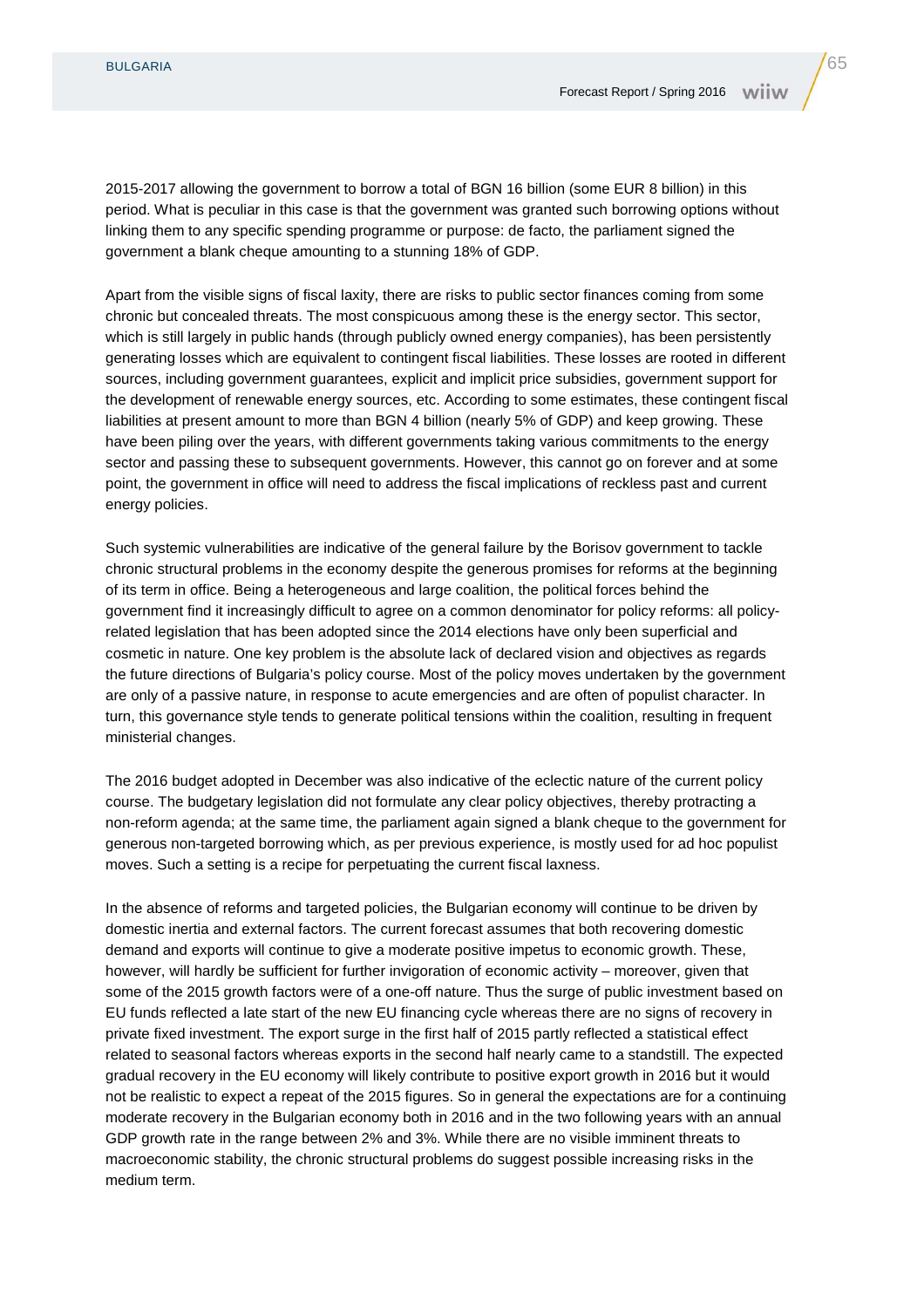2015-2017 allowing the government to borrow a total of BGN 16 billion (some EUR 8 billion) in this period. What is peculiar in this case is that the government was granted such borrowing options without linking them to any specific spending programme or purpose: de facto, the parliament signed the government a blank cheque amounting to a stunning 18% of GDP.

Apart from the visible signs of fiscal laxity, there are risks to public sector finances coming from some chronic but concealed threats. The most conspicuous among these is the energy sector. This sector, which is still largely in public hands (through publicly owned energy companies), has been persistently generating losses which are equivalent to contingent fiscal liabilities. These losses are rooted in different sources, including government guarantees, explicit and implicit price subsidies, government support for the development of renewable energy sources, etc. According to some estimates, these contingent fiscal liabilities at present amount to more than BGN 4 billion (nearly 5% of GDP) and keep growing. These have been piling over the years, with different governments taking various commitments to the energy sector and passing these to subsequent governments. However, this cannot go on forever and at some point, the government in office will need to address the fiscal implications of reckless past and current energy policies.

Such systemic vulnerabilities are indicative of the general failure by the Borisov government to tackle chronic structural problems in the economy despite the generous promises for reforms at the beginning of its term in office. Being a heterogeneous and large coalition, the political forces behind the government find it increasingly difficult to agree on a common denominator for policy reforms: all policy-related legislation that has been adopted since the 2014 elections have only been superficial and cosmetic in nature. One key problem is the absolute lack of declared vision and objectives as regards the future directions of Bulgaria's policy course. Most of the policy moves undertaken by the government are only of a passive nature, in response to acute emergencies and are often of populist character. In turn, this governance style tends to generate political tensions within the coalition, resulting in frequent ministerial changes.

The 2016 budget adopted in December was also indicative of the eclectic nature of the current policy course. The budgetary legislation did not formulate any clear policy objectives, thereby protracting a non-reform agenda; at the same time, the parliament again signed a blank cheque to the government for generous non-targeted borrowing which, as per previous experience, is mostly used for ad hoc populist moves. Such a setting is a recipe for perpetuating the current fiscal laxness.

In the absence of reforms and targeted policies, the Bulgarian economy will continue to be driven by domestic inertia and external factors. The current forecast assumes that both recovering domestic demand and exports will continue to give a moderate positive impetus to economic growth. These, however, will hardly be sufficient for further invigoration of economic activity – moreover, given that some of the 2015 growth factors were of a one-off nature. Thus the surge of public investment based on EU funds reflected a late start of the new EU financing cycle whereas there are no signs of recovery in private fixed investment. The export surge in the first half of 2015 partly reflected a statistical effect related to seasonal factors whereas exports in the second half nearly came to a standstill. The expected gradual recovery in the EU economy will likely contribute to positive export growth in 2016 but it would not be realistic to expect a repeat of the 2015 figures. So in general the expectations are for a continuing moderate recovery in the Bulgarian economy both in 2016 and in the two following years with an annual GDP growth rate in the range between 2% and 3%. While there are no visible imminent threats to macroeconomic stability, the chronic structural problems do suggest possible increasing risks in the medium term.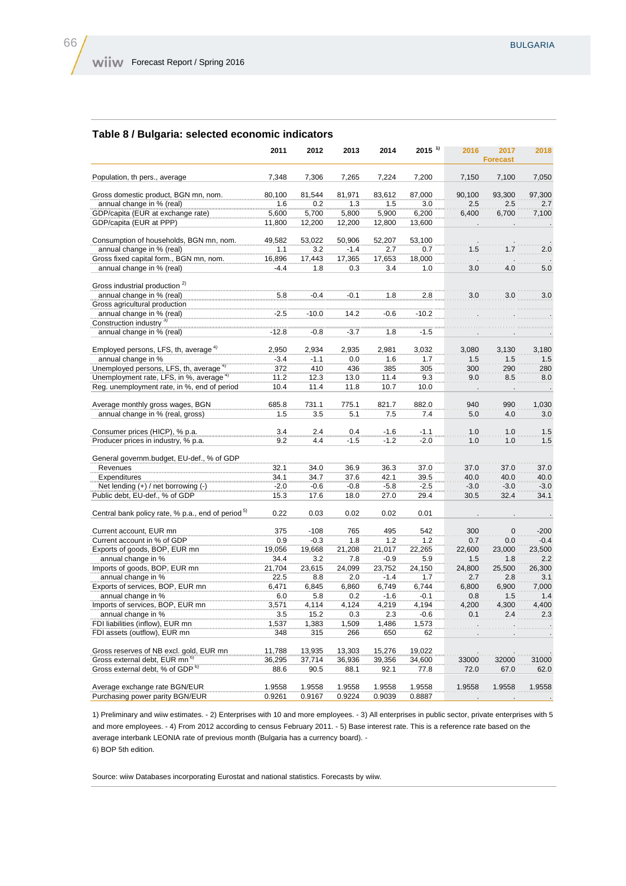## Table 8 / Bulgaria: selected economic indicators

| | 2011 | 2012 | 2013 | 2014 | 2015 [1] | 2016 | 2017 Forecast | 2018 |
|---|---|---|---|---|---|---|---|---|
| Population, th pers., average | 7,348 | 7,306 | 7,265 | 7,224 | 7,200 | 7,150 | 7,100 | 7,050 |
| Gross domestic product, BGN mn, nom. | 80,100 | 81,544 | 81,971 | 83,612 | 87,000 | 90,100 | 93,300 | 97,300 |
| annual change in % (real) | 1.6 | 0.2 | 1.3 | 1.5 | 3.0 | 2.5 | 2.5 | 2.7 |
| GDP/capita (EUR at exchange rate) | 5,600 | 5,700 | 5,800 | 5,900 | 6,200 | 6,400 | 6,700 | 7,100 |
| GDP/capita (EUR at PPP) | 11,800 | 12,200 | 12,200 | 12,800 | 13,600 | . | . | . |
| Consumption of households, BGN mn, nom. | 49,582 | 53,022 | 50,906 | 52,207 | 53,100 | . | . | . |
| annual change in % (real) | 1.1 | 3.2 | -1.4 | 2.7 | 0.7 | 1.5 | 1.7 | 2.0 |
| Gross fixed capital form., BGN mn, nom. | 16,896 | 17,443 | 17,365 | 17,653 | 18,000 | . | . | . |
| annual change in % (real) | -4.4 | 1.8 | 0.3 | 3.4 | 1.0 | 3.0 | 4.0 | 5.0 |
| Gross industrial production [2] | | | | | | | | |
| annual change in % (real) | 5.8 | -0.4 | -0.1 | 1.8 | 2.8 | 3.0 | 3.0 | 3.0 |
| Gross agricultural production | | | | | | | | |
| annual change in % (real) | -2.5 | -10.0 | 14.2 | -0.6 | -10.2 | . | . | . |
| Construction industry [3] | | | | | | | | |
| annual change in % (real) | -12.8 | -0.8 | -3.7 | 1.8 | -1.5 | . | . | . |
| Employed persons, LFS, th, average [4] | 2,950 | 2,934 | 2,935 | 2,981 | 3,032 | 3,080 | 3,130 | 3,180 |
| annual change in % | -3.4 | -1.1 | 0.0 | 1.6 | 1.7 | 1.5 | 1.5 | 1.5 |
| Unemployed persons, LFS, th, average [4] | 372 | 410 | 436 | 385 | 305 | 300 | 290 | 280 |
| Unemployment rate, LFS, in %, average [4] | 11.2 | 12.3 | 13.0 | 11.4 | 9.3 | 9.0 | 8.5 | 8.0 |
| Reg. unemployment rate, in %, end of period | 10.4 | 11.4 | 11.8 | 10.7 | 10.0 | . | . | . |
| Average monthly gross wages, BGN | 685.8 | 731.1 | 775.1 | 821.7 | 882.0 | 940 | 990 | 1,030 |
| annual change in % (real, gross) | 1.5 | 3.5 | 5.1 | 7.5 | 7.4 | 5.0 | 4.0 | 3.0 |
| Consumer prices (HICP), % p.a. | 3.4 | 2.4 | 0.4 | -1.6 | -1.1 | 1.0 | 1.0 | 1.5 |
| Producer prices in industry, % p.a. | 9.2 | 4.4 | -1.5 | -1.2 | -2.0 | 1.0 | 1.0 | 1.5 |
| General governm.budget, EU-def., % of GDP | | | | | | | | |
| Revenues | 32.1 | 34.0 | 36.9 | 36.3 | 37.0 | 37.0 | 37.0 | 37.0 |
| Expenditures | 34.1 | 34.7 | 37.6 | 42.1 | 39.5 | 40.0 | 40.0 | 40.0 |
| Net lending (+) / net borrowing (-) | -2.0 | -0.6 | -0.8 | -5.8 | -2.5 | -3.0 | -3.0 | -3.0 |
| Public debt, EU-def., % of GDP | 15.3 | 17.6 | 18.0 | 27.0 | 29.4 | 30.5 | 32.4 | 34.1 |
| Central bank policy rate, % p.a., end of period [5] | 0.22 | 0.03 | 0.02 | 0.02 | 0.01 | . | . | . |
| Current account, EUR mn | 375 | -108 | 765 | 495 | 542 | 300 | 0 | -200 |
| Current account in % of GDP | 0.9 | -0.3 | 1.8 | 1.2 | 1.2 | 0.7 | 0.0 | -0.4 |
| Exports of goods, BOP, EUR mn | 19,056 | 19,668 | 21,208 | 21,017 | 22,265 | 22,600 | 23,000 | 23,500 |
| annual change in % | 34.4 | 3.2 | 7.8 | -0.9 | 5.9 | 1.5 | 1.8 | 2.2 |
| Imports of goods, BOP, EUR mn | 21,704 | 23,615 | 24,099 | 23,752 | 24,150 | 24,800 | 25,500 | 26,300 |
| annual change in % | 22.5 | 8.8 | 2.0 | -1.4 | 1.7 | 2.7 | 2.8 | 3.1 |
| Exports of services, BOP, EUR mn | 6,471 | 6,845 | 6,860 | 6,749 | 6,744 | 6,800 | 6,900 | 7,000 |
| annual change in % | 6.0 | 5.8 | 0.2 | -1.6 | -0.1 | 0.8 | 1.5 | 1.4 |
| Imports of services, BOP, EUR mn | 3,571 | 4,114 | 4,124 | 4,219 | 4,194 | 4,200 | 4,300 | 4,400 |
| annual change in % | 3.5 | 15.2 | 0.3 | 2.3 | -0.6 | 0.1 | 2.4 | 2.3 |
| FDI liabilities (inflow), EUR mn | 1,537 | 1,383 | 1,509 | 1,486 | 1,573 | . | . | . |
| FDI assets (outflow), EUR mn | 348 | 315 | 266 | 650 | 62 | . | . | . |
| Gross reserves of NB excl. gold, EUR mn | 11,788 | 13,935 | 13,303 | 15,276 | 19,022 | . | . | . |
| Gross external debt, EUR mn [6] | 36,295 | 37,714 | 36,936 | 39,356 | 34,600 | 33000 | 32000 | 31000 |
| Gross external debt, % of GDP [6] | 88.6 | 90.5 | 88.1 | 92.1 | 77.8 | 72.0 | 67.0 | 62.0 |
| Average exchange rate BGN/EUR | 1.9558 | 1.9558 | 1.9558 | 1.9558 | 1.9558 | 1.9558 | 1.9558 | 1.9558 |
| Purchasing power parity BGN/EUR | 0.9261 | 0.9167 | 0.9224 | 0.9039 | 0.8887 | . | . | . |

1) Preliminary and wiiw estimates. - 2) Enterprises with 10 and more employees. - 3) All enterprises in public sector, private enterprises with 5 and more employees. - 4) From 2012 according to census February 2011. - 5) Base interest rate. This is a reference rate based on the average interbank LEONIA rate of previous month (Bulgaria has a currency board). -
6) BOP 5th edition.

Source: wiiw Databases incorporating Eurostat and national statistics. Forecasts by wiiw.